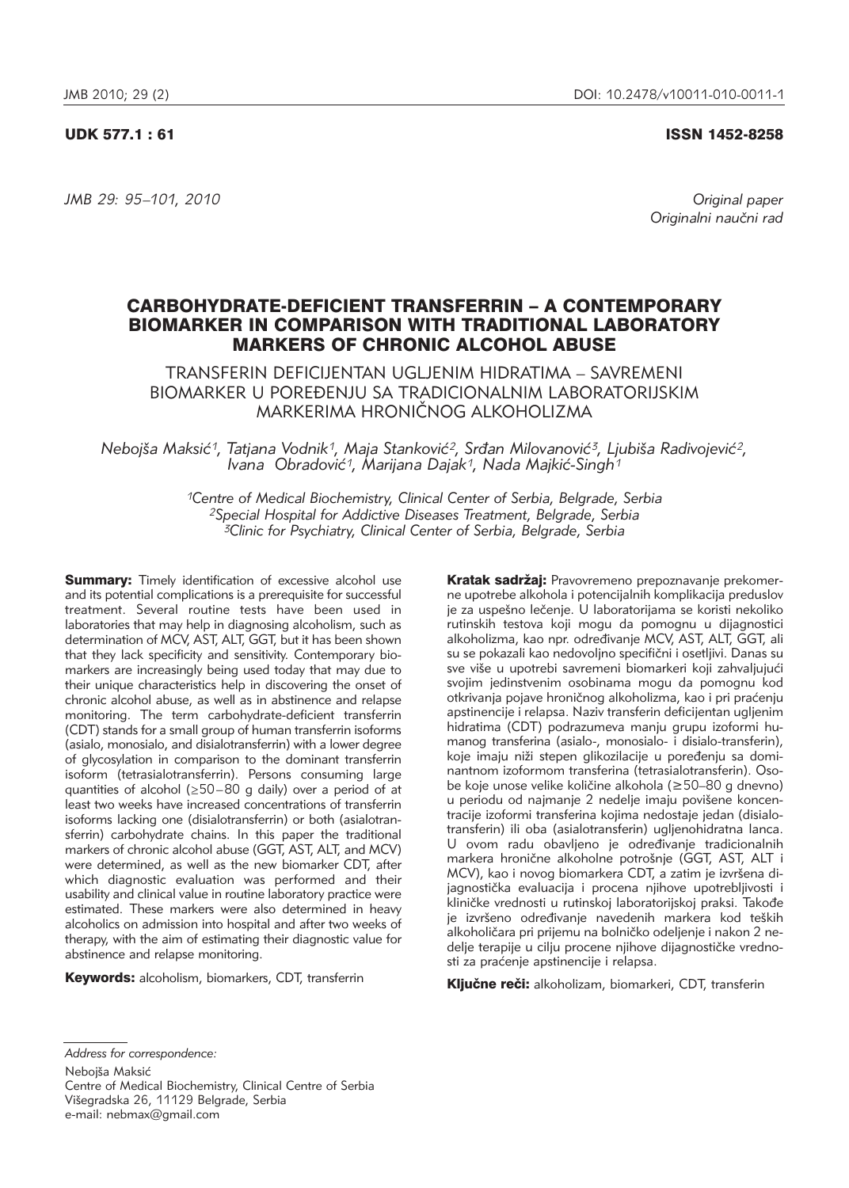UDK 577.1 : 61

ISSN 1452-8258

*JMB 29: 95–101, 2010*

*Original paper*
*Originalni naučni rad*

# CARBOHYDRATE-DEFICIENT TRANSFERRIN – A CONTEMPORARY BIOMARKER IN COMPARISON WITH TRADITIONAL LABORATORY MARKERS OF CHRONIC ALCOHOL ABUSE

## TRANSFERIN DEFICIJENTAN UGLJENIM HIDRATIMA – SAVREMENI BIOMARKER U POREĐENJU SA TRADICIONALNIM LABORATORIJSKIM MARKERIMA HRONIČNOG ALKOHOLIZMA

*Nebojša Maksić[1], Tatjana Vodnik[1], Maja Stanković[2], Srđan Milovanović[3], Ljubiša Radivojević[2], Ivana Obradović[1], Marijana Dajak[1], Nada Majkić-Singh[1]*

[1]Centre of Medical Biochemistry, Clinical Center of Serbia, Belgrade, Serbia
[2]Special Hospital for Addictive Diseases Treatment, Belgrade, Serbia
[3]Clinic for Psychiatry, Clinical Center of Serbia, Belgrade, Serbia

**Summary:** Timely identification of excessive alcohol use and its potential complications is a prerequisite for successful treatment. Several routine tests have been used in laboratories that may help in diagnosing alcoholism, such as determination of MCV, AST, ALT, GGT, but it has been shown that they lack specificity and sensitivity. Contemporary biomarkers are increasingly being used today that may due to their unique characteristics help in discovering the onset of chronic alcohol abuse, as well as in abstinence and relapse monitoring. The term carbohydrate-deficient transferrin (CDT) stands for a small group of human transferrin isoforms (asialo, monosialo, and disialotransferrin) with a lower degree of glycosylation in comparison to the dominant transferrin isoform (tetrasialotransferrin). Persons consuming large quantities of alcohol (≥50–80 g daily) over a period of at least two weeks have increased concentrations of transferrin isoforms lacking one (disialotransferrin) or both (asialotransferrin) carbohydrate chains. In this paper the traditional markers of chronic alcohol abuse (GGT, AST, ALT, and MCV) were determined, as well as the new biomarker CDT, after which diagnostic evaluation was performed and their usability and clinical value in routine laboratory practice were estimated. These markers were also determined in heavy alcoholics on admission into hospital and after two weeks of therapy, with the aim of estimating their diagnostic value for abstinence and relapse monitoring.

**Keywords:** alcoholism, biomarkers, CDT, transferrin

**Kratak sadržaj:** Pravovremeno prepoznavanje prekomerne upotrebe alkohola i potencijalnih komplikacija preduslov je za uspešno lečenje. U laboratorijama se koristi nekoliko rutinskih testova koji mogu da pomognu u dijagnostici alkoholizma, kao npr. određivanje MCV, AST, ALT, GGT, ali su se pokazali kao nedovoljno specifični i osetljivi. Danas su sve više u upotrebi savremeni biomarkeri koji zahvaljujući svojim jedinstvenim osobinama mogu da pomognu kod otkrivanja pojave hroničnog alkoholizma, kao i pri praćenju apstinencije i relapsa. Naziv transferin deficijentan ugljenim hidratima (CDT) podrazumeva manju grupu izoformi humanog transferina (asialo-, monosialo- i disialo-transferin), koje imaju niži stepen glikozilacije u poređenju sa dominantnom izoformom transferina (tetrasialotransferin). Osobe koje unose velike količine alkohola (≥50–80 g dnevno) u periodu od najmanje 2 nedelje imaju povišene koncentracije izoformi transferina kojima nedostaje jedan (disialotransferin) ili oba (asialotransferin) ugljenohidratna lanca. U ovom radu obavljeno je određivanje tradicionalnih markera hronične alkoholne potrošnje (GGT, AST, ALT i MCV), kao i novog biomarkera CDT, a zatim je izvršena dijagnostička evaluacija i procena njihove upotrebljivosti i kliničke vrednosti u rutinskoj laboratorijskoj praksi. Takođe je izvršeno određivanje navedenih markera kod teških alkoholičara pri prijemu na bolničko odeljenje i nakon 2 nedelje terapije u cilju procene njihove dijagnostičke vrednosti za praćenje apstinencije i relapsa.

**Ključne reči:** alkoholizam, biomarkeri, CDT, transferin

*Address for correspondence:*

Nebojša Maksić
Centre of Medical Biochemistry, Clinical Centre of Serbia
Višegradska 26, 11129 Belgrade, Serbia
e-mail: nebmax@gmail.com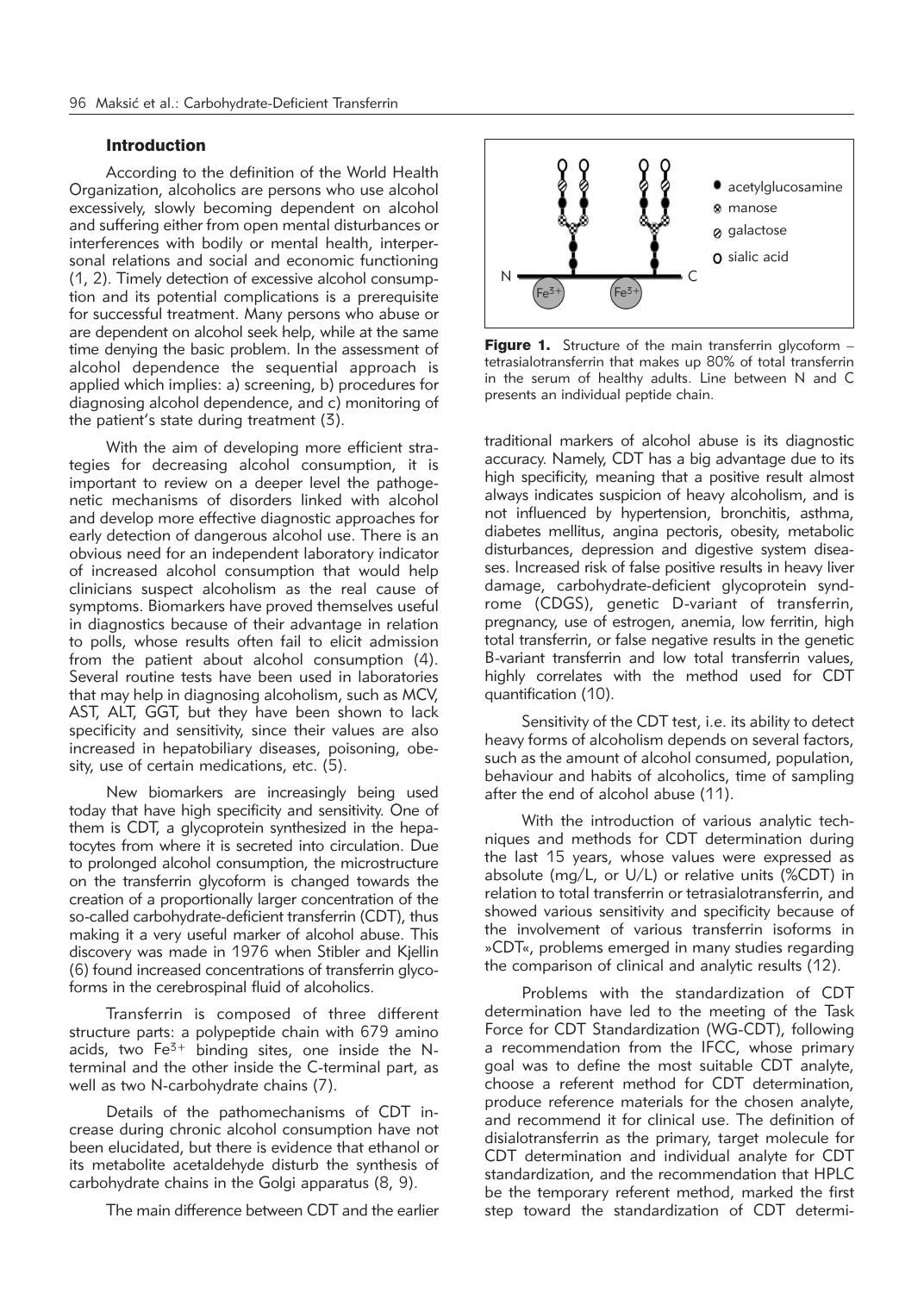## Introduction

According to the definition of the World Health Organization, alcoholics are persons who use alcohol excessively, slowly becoming dependent on alcohol and suffering either from open mental disturbances or interferences with bodily or mental health, interpersonal relations and social and economic functioning (1, 2). Timely detection of excessive alcohol consumption and its potential complications is a prerequisite for successful treatment. Many persons who abuse or are dependent on alcohol seek help, while at the same time denying the basic problem. In the assessment of alcohol dependence the sequential approach is applied which implies: a) screening, b) procedures for diagnosing alcohol dependence, and c) monitoring of the patient's state during treatment (3).

With the aim of developing more efficient strategies for decreasing alcohol consumption, it is important to review on a deeper level the pathogenetic mechanisms of disorders linked with alcohol and develop more effective diagnostic approaches for early detection of dangerous alcohol use. There is an obvious need for an independent laboratory indicator of increased alcohol consumption that would help clinicians suspect alcoholism as the real cause of symptoms. Biomarkers have proved themselves useful in diagnostics because of their advantage in relation to polls, whose results often fail to elicit admission from the patient about alcohol consumption (4). Several routine tests have been used in laboratories that may help in diagnosing alcoholism, such as MCV, AST, ALT, GGT, but they have been shown to lack specificity and sensitivity, since their values are also increased in hepatobiliary diseases, poisoning, obesity, use of certain medications, etc. (5).

New biomarkers are increasingly being used today that have high specificity and sensitivity. One of them is CDT, a glycoprotein synthesized in the hepatocytes from where it is secreted into circulation. Due to prolonged alcohol consumption, the microstructure on the transferrin glycoform is changed towards the creation of a proportionally larger concentration of the so-called carbohydrate-deficient transferrin (CDT), thus making it a very useful marker of alcohol abuse. This discovery was made in 1976 when Stibler and Kjellin (6) found increased concentrations of transferrin glycoforms in the cerebrospinal fluid of alcoholics.

Transferrin is composed of three different structure parts: a polypeptide chain with 679 amino acids, two $Fe^{3+}$ binding sites, one inside the N-terminal and the other inside the C-terminal part, as well as two N-carbohydrate chains (7).

Details of the pathomechanisms of CDT increase during chronic alcohol consumption have not been elucidated, but there is evidence that ethanol or its metabolite acetaldehyde disturb the synthesis of carbohydrate chains in the Golgi apparatus (8, 9).

The main difference between CDT and the earlier traditional markers of alcohol abuse is its diagnostic accuracy. Namely, CDT has a big advantage due to its high specificity, meaning that a positive result almost always indicates suspicion of heavy alcoholism, and is not influenced by hypertension, bronchitis, asthma, diabetes mellitus, angina pectoris, obesity, metabolic disturbances, depression and digestive system diseases. Increased risk of false positive results in heavy liver damage, carbohydrate-deficient glycoprotein syndrome (CDGS), genetic D-variant of transferrin, pregnancy, use of estrogen, anemia, low ferritin, high total transferrin, or false negative results in the genetic B-variant transferrin and low total transferrin values, highly correlates with the method used for CDT quantification (10).

**Figure 1.** Structure of the main transferrin glycoform – tetrasialotransferrin that makes up 80% of total transferrin in the serum of healthy adults. Line between N and C presents an individual peptide chain.

Sensitivity of the CDT test, i.e. its ability to detect heavy forms of alcoholism depends on several factors, such as the amount of alcohol consumed, population, behaviour and habits of alcoholics, time of sampling after the end of alcohol abuse (11).

With the introduction of various analytic techniques and methods for CDT determination during the last 15 years, whose values were expressed as absolute (mg/L, or U/L) or relative units (%CDT) in relation to total transferrin or tetrasialotransferrin, and showed various sensitivity and specificity because of the involvement of various transferrin isoforms in »CDT«, problems emerged in many studies regarding the comparison of clinical and analytic results (12).

Problems with the standardization of CDT determination have led to the meeting of the Task Force for CDT Standardization (WG-CDT), following a recommendation from the IFCC, whose primary goal was to define the most suitable CDT analyte, choose a referent method for CDT determination, produce reference materials for the chosen analyte, and recommend it for clinical use. The definition of disialotransferrin as the primary, target molecule for CDT determination and individual analyte for CDT standardization, and the recommendation that HPLC be the temporary referent method, marked the first step toward the standardization of CDT determi-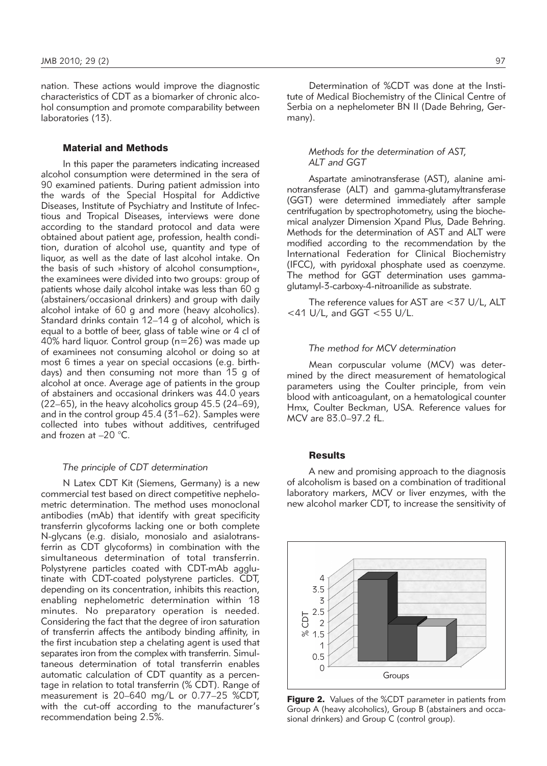nation. These actions would improve the diagnostic characteristics of CDT as a biomarker of chronic alcohol consumption and promote comparability between laboratories (13).

## Material and Methods

In this paper the parameters indicating increased alcohol consumption were determined in the sera of 90 examined patients. During patient admission into the wards of the Special Hospital for Addictive Diseases, Institute of Psychiatry and Institute of Infectious and Tropical Diseases, interviews were done according to the standard protocol and data were obtained about patient age, profession, health condition, duration of alcohol use, quantity and type of liquor, as well as the date of last alcohol intake. On the basis of such »history of alcohol consumption«, the examinees were divided into two groups: group of patients whose daily alcohol intake was less than 60 g (abstainers/occasional drinkers) and group with daily alcohol intake of 60 g and more (heavy alcoholics). Standard drinks contain 12–14 g of alcohol, which is equal to a bottle of beer, glass of table wine or 4 cl of 40% hard liquor. Control group (n=26) was made up of examinees not consuming alcohol or doing so at most 6 times a year on special occasions (e.g. birthdays) and then consuming not more than 15 g of alcohol at once. Average age of patients in the group of abstainers and occasional drinkers was 44.0 years (22–65), in the heavy alcoholics group 45.5 (24–69), and in the control group 45.4 (31–62). Samples were collected into tubes without additives, centrifuged and frozen at –20 °C.

### *The principle of CDT determination*

N Latex CDT Kit (Siemens, Germany) is a new commercial test based on direct competitive nephelometric determination. The method uses monoclonal antibodies (mAb) that identify with great specificity transferrin glycoforms lacking one or both complete N-glycans (e.g. disialo, monosialo and asialotransferrin as CDT glycoforms) in combination with the simultaneous determination of total transferrin. Polystyrene particles coated with CDT-mAb agglutinate with CDT-coated polystyrene particles. CDT, depending on its concentration, inhibits this reaction, enabling nephelometric determination within 18 minutes. No preparatory operation is needed. Considering the fact that the degree of iron saturation of transferrin affects the antibody binding affinity, in the first incubation step a chelating agent is used that separates iron from the complex with transferrin. Simultaneous determination of total transferrin enables automatic calculation of CDT quantity as a percentage in relation to total transferrin (% CDT). Range of measurement is 20–640 mg/L or 0.77–25 %CDT, with the cut-off according to the manufacturer's recommendation being 2.5%.

Determination of %CDT was done at the Institute of Medical Biochemistry of the Clinical Centre of Serbia on a nephelometer BN II (Dade Behring, Germany).

### *Methods for the determination of AST, ALT and GGT*

Aspartate aminotransferase (AST), alanine aminotransferase (ALT) and gamma-glutamyltransferase (GGT) were determined immediately after sample centrifugation by spectrophotometry, using the biochemical analyzer Dimension Xpand Plus, Dade Behring. Methods for the determination of AST and ALT were modified according to the recommendation by the International Federation for Clinical Biochemistry (IFCC), with pyridoxal phosphate used as coenzyme. The method for GGT determination uses gamma-glutamyl-3-carboxy-4-nitroanilide as substrate.

The reference values for AST are <37 U/L, ALT <41 U/L, and GGT <55 U/L.

### *The method for MCV determination*

Mean corpuscular volume (MCV) was determined by the direct measurement of hematological parameters using the Coulter principle, from vein blood with anticoagulant, on a hematological counter Hmx, Coulter Beckman, USA. Reference values for MCV are 83.0–97.2 fL.

## Results

A new and promising approach to the diagnosis of alcoholism is based on a combination of traditional laboratory markers, MCV or liver enzymes, with the new alcohol marker CDT, to increase the sensitivity of

**Figure 2.** Values of the %CDT parameter in patients from Group A (heavy alcoholics), Group B (abstainers and occasional drinkers) and Group C (control group).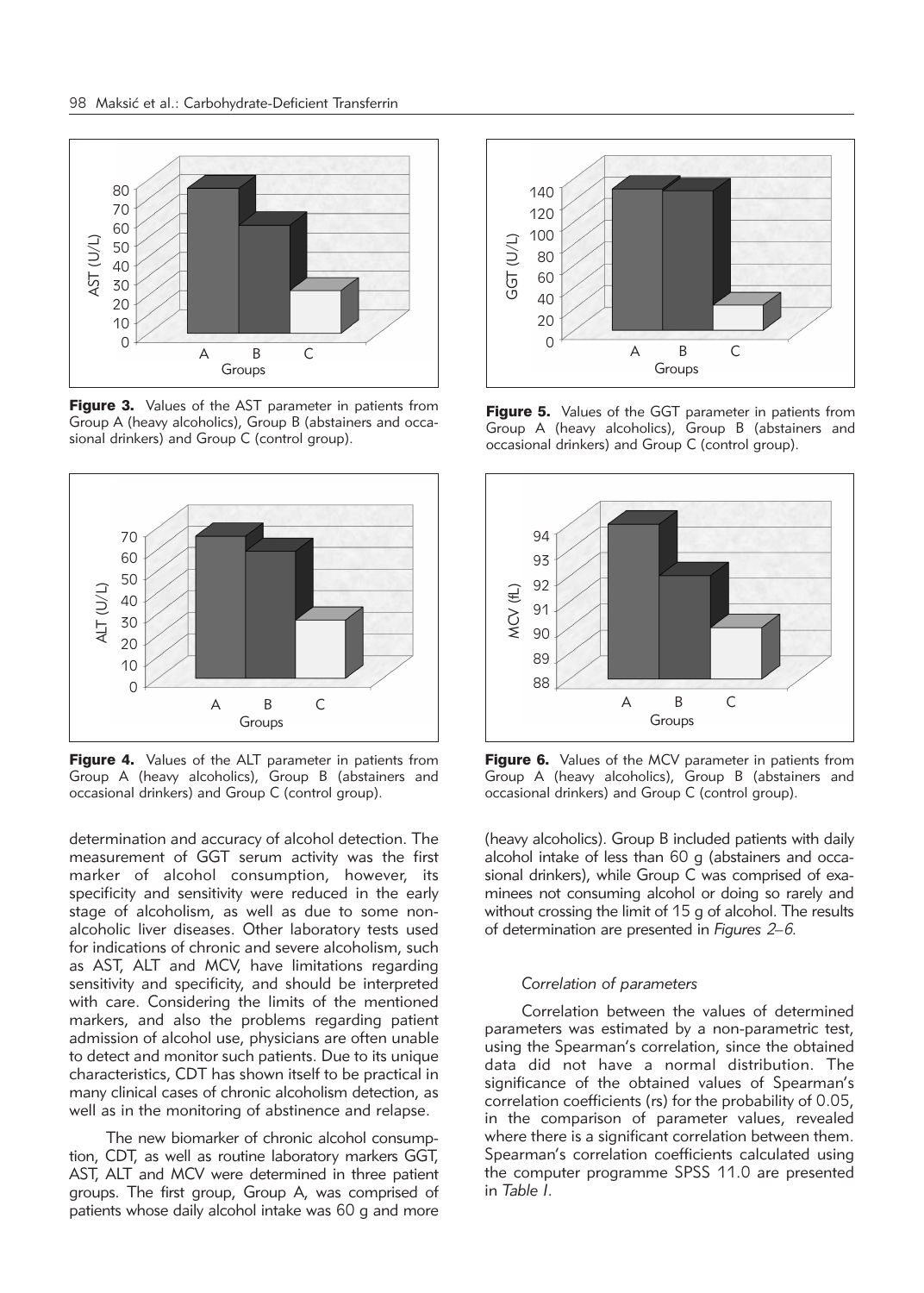Figure 3. Values of the AST parameter in patients from Group A (heavy alcoholics), Group B (abstainers and occasional drinkers) and Group C (control group).

Figure 4. Values of the ALT parameter in patients from Group A (heavy alcoholics), Group B (abstainers and occasional drinkers) and Group C (control group).

determination and accuracy of alcohol detection. The measurement of GGT serum activity was the first marker of alcohol consumption, however, its specificity and sensitivity were reduced in the early stage of alcoholism, as well as due to some non-alcoholic liver diseases. Other laboratory tests used for indications of chronic and severe alcoholism, such as AST, ALT and MCV, have limitations regarding sensitivity and specificity, and should be interpreted with care. Considering the limits of the mentioned markers, and also the problems regarding patient admission of alcohol use, physicians are often unable to detect and monitor such patients. Due to its unique characteristics, CDT has shown itself to be practical in many clinical cases of chronic alcoholism detection, as well as in the monitoring of abstinence and relapse.

The new biomarker of chronic alcohol consumption, CDT, as well as routine laboratory markers GGT, AST, ALT and MCV were determined in three patient groups. The first group, Group A, was comprised of patients whose daily alcohol intake was 60 g and more (heavy alcoholics). Group B included patients with daily alcohol intake of less than 60 g (abstainers and occasional drinkers), while Group C was comprised of examinees not consuming alcohol or doing so rarely and without crossing the limit of 15 g of alcohol. The results of determination are presented in *Figures 2–6*.

Figure 5. Values of the GGT parameter in patients from Group A (heavy alcoholics), Group B (abstainers and occasional drinkers) and Group C (control group).

Figure 6. Values of the MCV parameter in patients from Group A (heavy alcoholics), Group B (abstainers and occasional drinkers) and Group C (control group).

### *Correlation of parameters*

Correlation between the values of determined parameters was estimated by a non-parametric test, using the Spearman's correlation, since the obtained data did not have a normal distribution. The significance of the obtained values of Spearman's correlation coefficients (rs) for the probability of 0.05, in the comparison of parameter values, revealed where there is a significant correlation between them. Spearman's correlation coefficients calculated using the computer programme SPSS 11.0 are presented in *Table I*.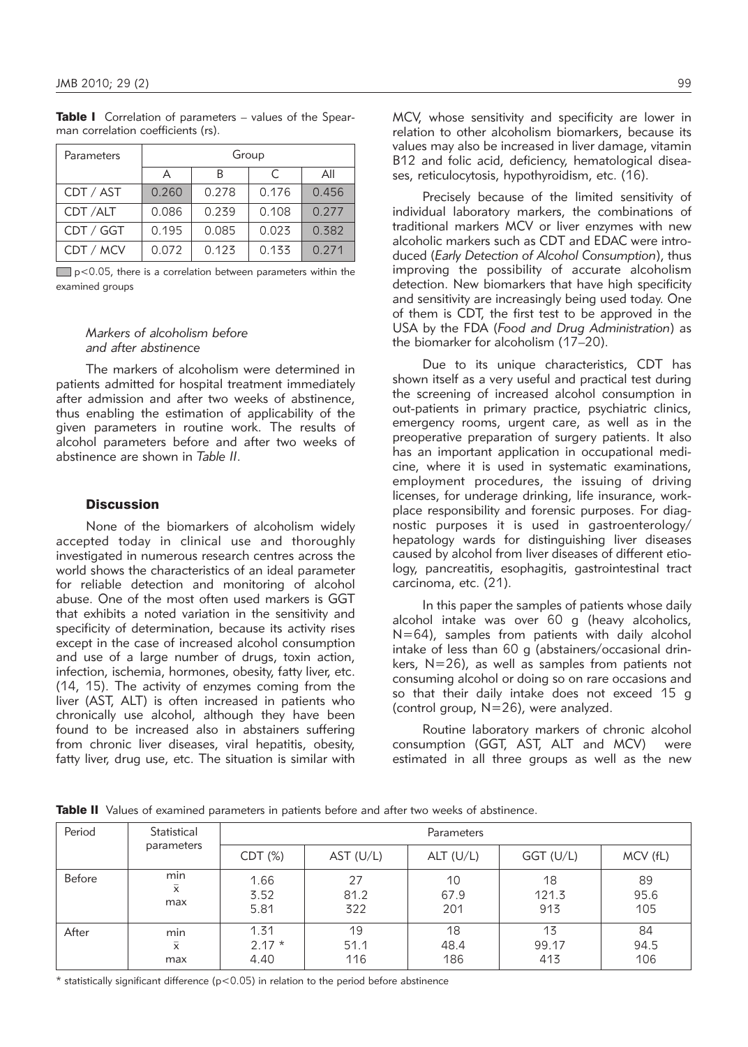**Table I** Correlation of parameters – values of the Spearman correlation coefficients (rs).

| Parameters | Group | | | |
|---|---|---|---|---|
| | A | B | C | All |
| CDT / AST | 0.260 | 0.278 | 0.176 | 0.456 |
| CDT /ALT | 0.086 | 0.239 | 0.108 | 0.277 |
| CDT / GGT | 0.195 | 0.085 | 0.023 | 0.382 |
| CDT / MCV | 0.072 | 0.123 | 0.133 | 0.271 |

$p<0.05$, there is a correlation between parameters within the examined groups

### *Markers of alcoholism before and after abstinence*

The markers of alcoholism were determined in patients admitted for hospital treatment immediately after admission and after two weeks of abstinence, thus enabling the estimation of applicability of the given parameters in routine work. The results of alcohol parameters before and after two weeks of abstinence are shown in *Table II*.

## Discussion

None of the biomarkers of alcoholism widely accepted today in clinical use and thoroughly investigated in numerous research centres across the world shows the characteristics of an ideal parameter for reliable detection and monitoring of alcohol abuse. One of the most often used markers is GGT that exhibits a noted variation in the sensitivity and specificity of determination, because its activity rises except in the case of increased alcohol consumption and use of a large number of drugs, toxin action, infection, ischemia, hormones, obesity, fatty liver, etc. (14, 15). The activity of enzymes coming from the liver (AST, ALT) is often increased in patients who chronically use alcohol, although they have been found to be increased also in abstainers suffering from chronic liver diseases, viral hepatitis, obesity, fatty liver, drug use, etc. The situation is similar with MCV, whose sensitivity and specificity are lower in relation to other alcoholism biomarkers, because its values may also be increased in liver damage, vitamin B12 and folic acid, deficiency, hematological diseases, reticulocytosis, hypothyroidism, etc. (16).

Precisely because of the limited sensitivity of individual laboratory markers, the combinations of traditional markers MCV or liver enzymes with new alcoholic markers such as CDT and EDAC were introduced (*Early Detection of Alcohol Consumption*), thus improving the possibility of accurate alcoholism detection. New biomarkers that have high specificity and sensitivity are increasingly being used today. One of them is CDT, the first test to be approved in the USA by the FDA (*Food and Drug Administration*) as the biomarker for alcoholism (17–20).

Due to its unique characteristics, CDT has shown itself as a very useful and practical test during the screening of increased alcohol consumption in out-patients in primary practice, psychiatric clinics, emergency rooms, urgent care, as well as in the preoperative preparation of surgery patients. It also has an important application in occupational medicine, where it is used in systematic examinations, employment procedures, the issuing of driving licenses, for underage drinking, life insurance, workplace responsibility and forensic purposes. For diagnostic purposes it is used in gastroenterology/hepatology wards for distinguishing liver diseases caused by alcohol from liver diseases of different etiology, pancreatitis, esophagitis, gastrointestinal tract carcinoma, etc. (21).

In this paper the samples of patients whose daily alcohol intake was over 60 g (heavy alcoholics, N=64), samples from patients with daily alcohol intake of less than 60 g (abstainers/occasional drinkers, N=26), as well as samples from patients not consuming alcohol or doing so on rare occasions and so that their daily intake does not exceed 15 g (control group, N=26), were analyzed.

Routine laboratory markers of chronic alcohol consumption (GGT, AST, ALT and MCV) were estimated in all three groups as well as the new

**Table II** Values of examined parameters in patients before and after two weeks of abstinence.

| Period | Statistical parameters | Parameters | | | | |
|---|---|---|---|---|---|---|
| | | CDT (%) | AST (U/L) | ALT (U/L) | GGT (U/L) | MCV (fL) |
| Before | min | 1.66 | 27 | 10 | 18 | 89 |
| | $\bar{x}$ | 3.52 | 81.2 | 67.9 | 121.3 | 95.6 |
| | max | 5.81 | 322 | 201 | 913 | 105 |
| After | min | 1.31 | 19 | 18 | 13 | 84 |
| | $\bar{x}$ | 2.17 * | 51.1 | 48.4 | 99.17 | 94.5 |
| | max | 4.40 | 116 | 186 | 413 | 106 |

\* statistically significant difference ($p<0.05$) in relation to the period before abstinence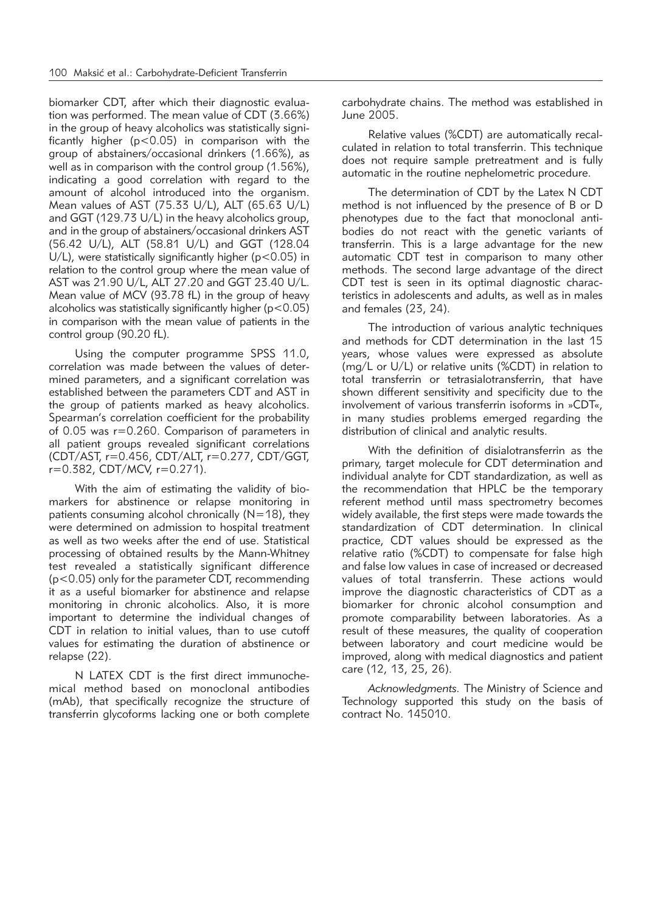biomarker CDT, after which their diagnostic evaluation was performed. The mean value of CDT (3.66%) in the group of heavy alcoholics was statistically significantly higher ($p<0.05$) in comparison with the group of abstainers/occasional drinkers (1.66%), as well as in comparison with the control group (1.56%), indicating a good correlation with regard to the amount of alcohol introduced into the organism. Mean values of AST (75.33 U/L), ALT (65.63 U/L) and GGT (129.73 U/L) in the heavy alcoholics group, and in the group of abstainers/occasional drinkers AST (56.42 U/L), ALT (58.81 U/L) and GGT (128.04 U/L), were statistically significantly higher ($p<0.05$) in relation to the control group where the mean value of AST was 21.90 U/L, ALT 27.20 and GGT 23.40 U/L. Mean value of MCV (93.78 fL) in the group of heavy alcoholics was statistically significantly higher ($p<0.05$) in comparison with the mean value of patients in the control group (90.20 fL).

Using the computer programme SPSS 11.0, correlation was made between the values of determined parameters, and a significant correlation was established between the parameters CDT and AST in the group of patients marked as heavy alcoholics. Spearman's correlation coefficient for the probability of 0.05 was $r=0.260$. Comparison of parameters in all patient groups revealed significant correlations (CDT/AST, $r=0.456$, CDT/ALT, $r=0.277$, CDT/GGT, $r=0.382$, CDT/MCV, $r=0.271$).

With the aim of estimating the validity of biomarkers for abstinence or relapse monitoring in patients consuming alcohol chronically ($N=18$), they were determined on admission to hospital treatment as well as two weeks after the end of use. Statistical processing of obtained results by the Mann-Whitney test revealed a statistically significant difference ($p<0.05$) only for the parameter CDT, recommending it as a useful biomarker for abstinence and relapse monitoring in chronic alcoholics. Also, it is more important to determine the individual changes of CDT in relation to initial values, than to use cutoff values for estimating the duration of abstinence or relapse (22).

N LATEX CDT is the first direct immunochemical method based on monoclonal antibodies (mAb), that specifically recognize the structure of transferrin glycoforms lacking one or both complete carbohydrate chains. The method was established in June 2005.

Relative values (%CDT) are automatically recalculated in relation to total transferrin. This technique does not require sample pretreatment and is fully automatic in the routine nephelometric procedure.

The determination of CDT by the Latex N CDT method is not influenced by the presence of B or D phenotypes due to the fact that monoclonal antibodies do not react with the genetic variants of transferrin. This is a large advantage for the new automatic CDT test in comparison to many other methods. The second large advantage of the direct CDT test is seen in its optimal diagnostic characteristics in adolescents and adults, as well as in males and females (23, 24).

The introduction of various analytic techniques and methods for CDT determination in the last 15 years, whose values were expressed as absolute (mg/L or U/L) or relative units (%CDT) in relation to total transferrin or tetrasialotransferrin, that have shown different sensitivity and specificity due to the involvement of various transferrin isoforms in »CDT«, in many studies problems emerged regarding the distribution of clinical and analytic results.

With the definition of disialotransferrin as the primary, target molecule for CDT determination and individual analyte for CDT standardization, as well as the recommendation that HPLC be the temporary referent method until mass spectrometry becomes widely available, the first steps were made towards the standardization of CDT determination. In clinical practice, CDT values should be expressed as the relative ratio (%CDT) to compensate for false high and false low values in case of increased or decreased values of total transferrin. These actions would improve the diagnostic characteristics of CDT as a biomarker for chronic alcohol consumption and promote comparability between laboratories. As a result of these measures, the quality of cooperation between laboratory and court medicine would be improved, along with medical diagnostics and patient care (12, 13, 25, 26).

*Acknowledgments.* The Ministry of Science and Technology supported this study on the basis of contract No. 145010.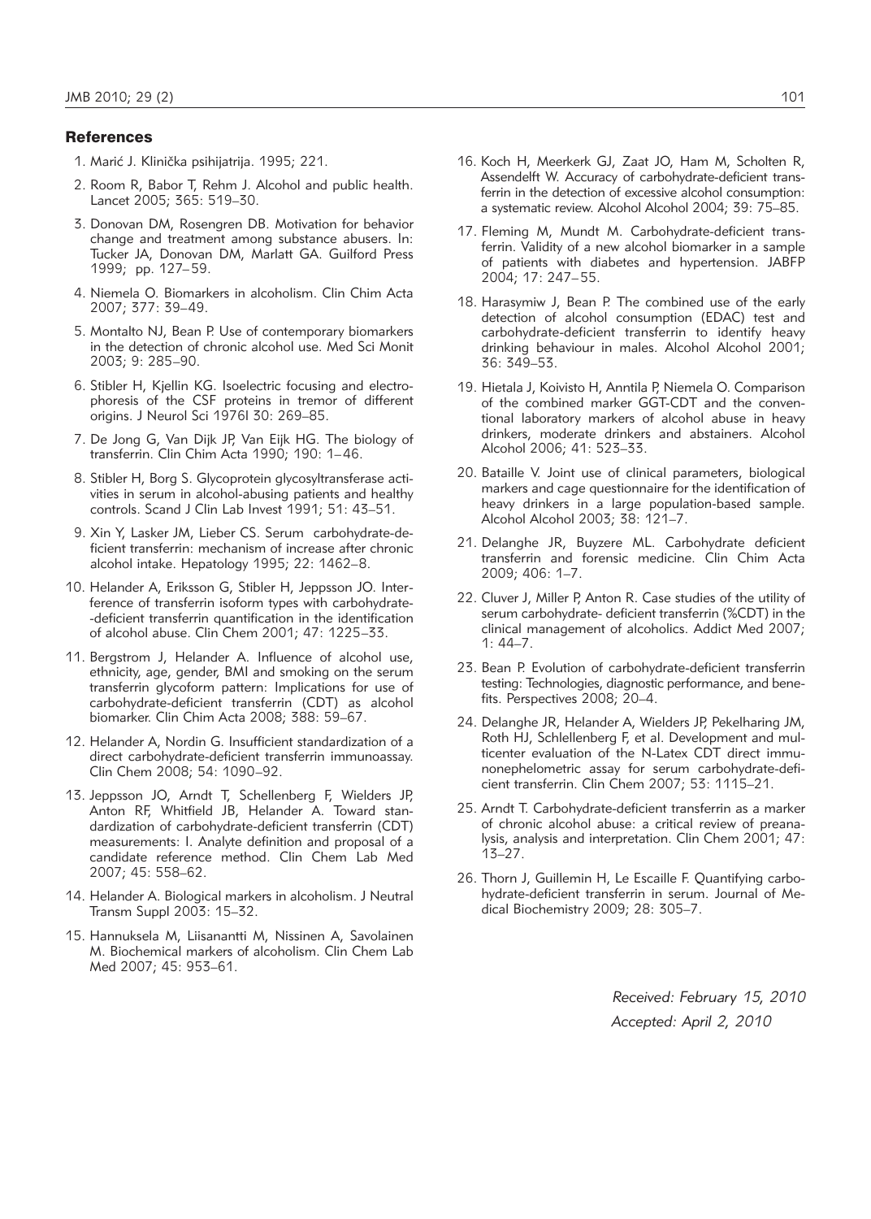## References

1. Marić J. Klinička psihijatrija. 1995; 221.
2. Room R, Babor T, Rehm J. Alcohol and public health. Lancet 2005; 365: 519–30.
3. Donovan DM, Rosengren DB. Motivation for behavior change and treatment among substance abusers. In: Tucker JA, Donovan DM, Marlatt GA. Guilford Press 1999; pp. 127–59.
4. Niemela O. Biomarkers in alcoholism. Clin Chim Acta 2007; 377: 39–49.
5. Montalto NJ, Bean P. Use of contemporary biomarkers in the detection of chronic alcohol use. Med Sci Monit 2003; 9: 285–90.
6. Stibler H, Kjellin KG. Isoelectric focusing and electrophoresis of the CSF proteins in tremor of different origins. J Neurol Sci 1976l 30: 269–85.
7. De Jong G, Van Dijk JP, Van Eijk HG. The biology of transferrin. Clin Chim Acta 1990; 190: 1–46.
8. Stibler H, Borg S. Glycoprotein glycosyltransferase activities in serum in alcohol-abusing patients and healthy controls. Scand J Clin Lab Invest 1991; 51: 43–51.
9. Xin Y, Lasker JM, Lieber CS. Serum carbohydrate-deficient transferrin: mechanism of increase after chronic alcohol intake. Hepatology 1995; 22: 1462–8.
10. Helander A, Eriksson G, Stibler H, Jeppsson JO. Interference of transferrin isoform types with carbohydrate--deficient transferrin quantification in the identification of alcohol abuse. Clin Chem 2001; 47: 1225–33.
11. Bergstrom J, Helander A. Influence of alcohol use, ethnicity, age, gender, BMI and smoking on the serum transferrin glycoform pattern: Implications for use of carbohydrate-deficient transferrin (CDT) as alcohol biomarker. Clin Chim Acta 2008; 388: 59–67.
12. Helander A, Nordin G. Insufficient standardization of a direct carbohydrate-deficient transferrin immunoassay. Clin Chem 2008; 54: 1090–92.
13. Jeppsson JO, Arndt T, Schellenberg F, Wielders JP, Anton RF, Whitfield JB, Helander A. Toward standardization of carbohydrate-deficient transferrin (CDT) measurements: I. Analyte definition and proposal of a candidate reference method. Clin Chem Lab Med 2007; 45: 558–62.
14. Helander A. Biological markers in alcoholism. J Neutral Transm Suppl 2003: 15–32.
15. Hannuksela M, Liisanantti M, Nissinen A, Savolainen M. Biochemical markers of alcoholism. Clin Chem Lab Med 2007; 45: 953–61.
16. Koch H, Meerkerk GJ, Zaat JO, Ham M, Scholten R, Assendelft W. Accuracy of carbohydrate-deficient transferrin in the detection of excessive alcohol consumption: a systematic review. Alcohol Alcohol 2004; 39: 75–85.
17. Fleming M, Mundt M. Carbohydrate-deficient transferrin. Validity of a new alcohol biomarker in a sample of patients with diabetes and hypertension. JABFP 2004; 17: 247–55.
18. Harasymiw J, Bean P. The combined use of the early detection of alcohol consumption (EDAC) test and carbohydrate-deficient transferrin to identify heavy drinking behaviour in males. Alcohol Alcohol 2001; 36: 349–53.
19. Hietala J, Koivisto H, Anntila P, Niemela O. Comparison of the combined marker GGT-CDT and the conventional laboratory markers of alcohol abuse in heavy drinkers, moderate drinkers and abstainers. Alcohol Alcohol 2006; 41: 523–33.
20. Bataille V. Joint use of clinical parameters, biological markers and cage questionnaire for the identification of heavy drinkers in a large population-based sample. Alcohol Alcohol 2003; 38: 121–7.
21. Delanghe JR, Buyzere ML. Carbohydrate deficient transferrin and forensic medicine. Clin Chim Acta 2009; 406: 1–7.
22. Cluver J, Miller P, Anton R. Case studies of the utility of serum carbohydrate- deficient transferrin (%CDT) in the clinical management of alcoholics. Addict Med 2007; 1: 44–7.
23. Bean P. Evolution of carbohydrate-deficient transferrin testing: Technologies, diagnostic performance, and benefits. Perspectives 2008; 20–4.
24. Delanghe JR, Helander A, Wielders JP, Pekelharing JM, Roth HJ, Schlellenberg F, et al. Development and multicenter evaluation of the N-Latex CDT direct immunonephelometric assay for serum carbohydrate-deficient transferrin. Clin Chem 2007; 53: 1115–21.
25. Arndt T. Carbohydrate-deficient transferrin as a marker of chronic alcohol abuse: a critical review of preanalysis, analysis and interpretation. Clin Chem 2001; 47: 13–27.
26. Thorn J, Guillemin H, Le Escaille F. Quantifying carbohydrate-deficient transferrin in serum. Journal of Medical Biochemistry 2009; 28: 305–7.

*Received: February 15, 2010*
*Accepted: April 2, 2010*